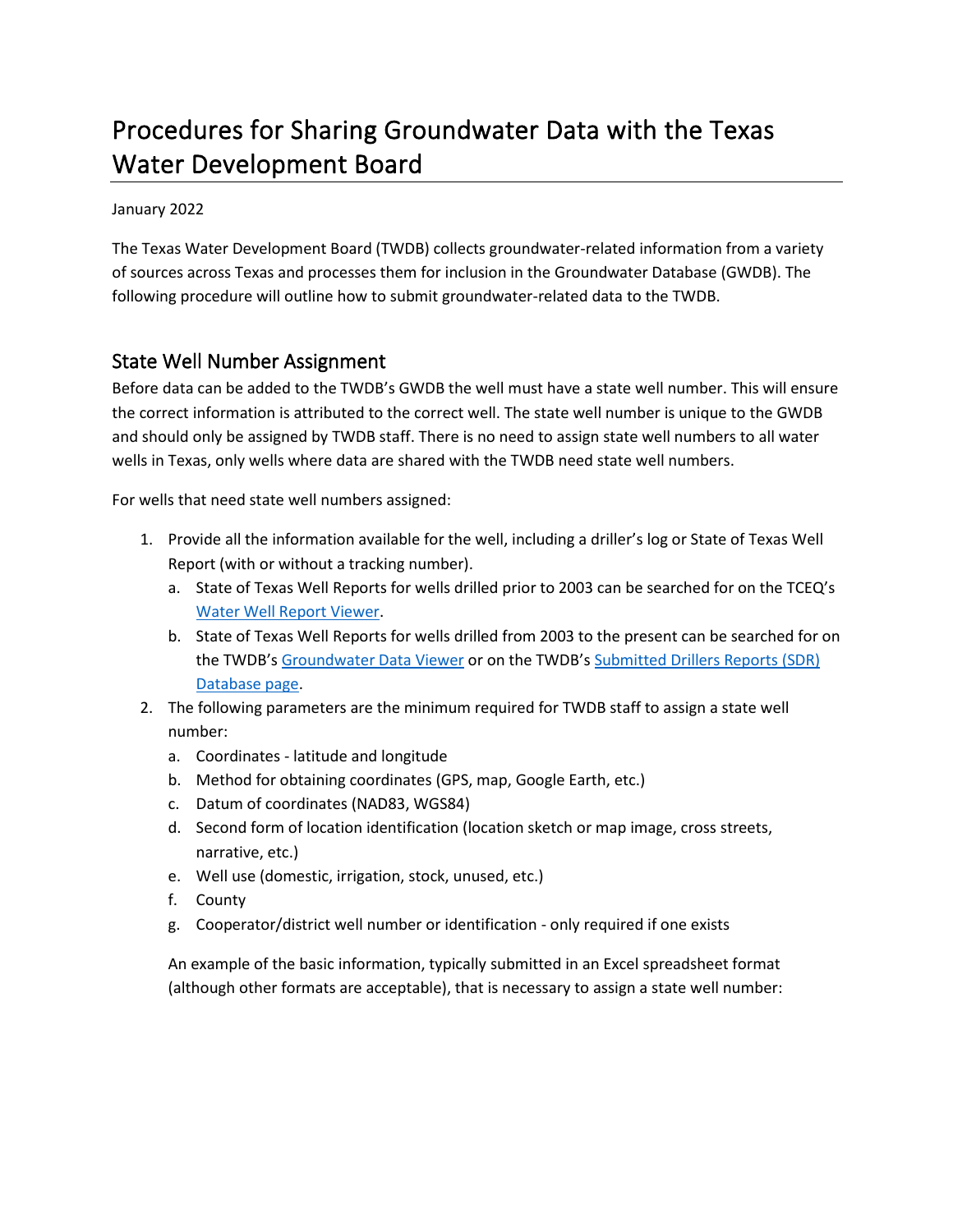# Procedures for Sharing Groundwater Data with the Texas Water Development Board

January 2022

The Texas Water Development Board (TWDB) collects groundwater-related information from a variety of sources across Texas and processes them for inclusion in the Groundwater Database (GWDB). The following procedure will outline how to submit groundwater-related data to the TWDB.

## State Well Number Assignment

Before data can be added to the TWDB's GWDB the well must have a state well number. This will ensure the correct information is attributed to the correct well. The state well number is unique to the GWDB and should only be assigned by TWDB staff. There is no need to assign state well numbers to all water wells in Texas, only wells where data are shared with the TWDB need state well numbers.

For wells that need state well numbers assigned:

1. Provide all the information available for the well, including a driller's log or State of Texas Well Report (with or without a tracking number).
   a. State of Texas Well Reports for wells drilled prior to 2003 can be searched for on the TCEQ's Water Well Report Viewer.
   b. State of Texas Well Reports for wells drilled from 2003 to the present can be searched for on the TWDB's Groundwater Data Viewer or on the TWDB's Submitted Drillers Reports (SDR) Database page.
2. The following parameters are the minimum required for TWDB staff to assign a state well number:
   a. Coordinates - latitude and longitude
   b. Method for obtaining coordinates (GPS, map, Google Earth, etc.)
   c. Datum of coordinates (NAD83, WGS84)
   d. Second form of location identification (location sketch or map image, cross streets, narrative, etc.)
   e. Well use (domestic, irrigation, stock, unused, etc.)
   f. County
   g. Cooperator/district well number or identification - only required if one exists

   An example of the basic information, typically submitted in an Excel spreadsheet format (although other formats are acceptable), that is necessary to assign a state well number: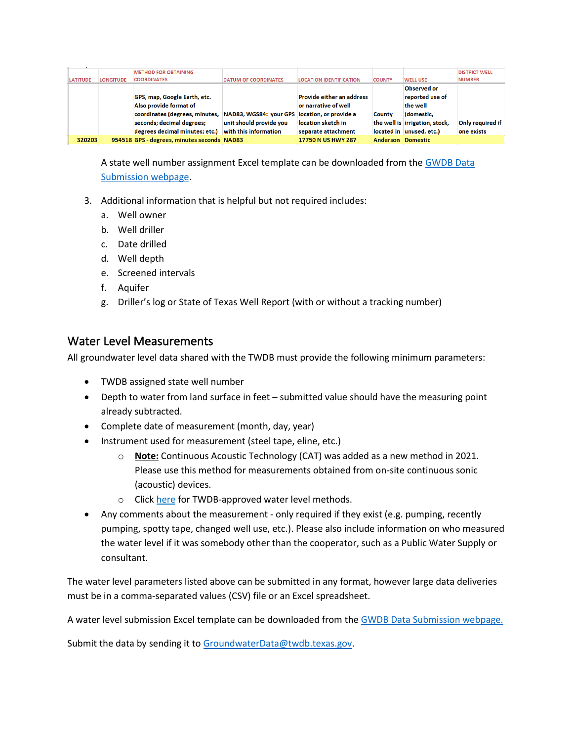| LATITUDE | LONGITUDE | METHOD FOR OBTAINING COORDINATES | DATUM OF COORDINATES | LOCATION IDENTIFICATION | COUNTY | WELL USE | DISTRICT WELL NUMBER |
|---|---|---|---|---|---|---|---|
| | | GPS, map, Google Earth, etc. Also provide format of coordinates (degrees, minutes, seconds; decimal degrees; degrees decimal minutes; etc.) | NAD83, WGS84: your GPS unit should provide you with this information | Provide either an address or narrative of well location, or provide a location sketch in separate attachment | County the well is located in | Observed or reported use of the well (domestic, irrigation, stock, unused, etc.) | Only required if one exists |
| 320203 | 954518 | GPS - degrees, minutes seconds | NAD83 | 17750 N US HWY 287 | Anderson | Domestic | |

A state well number assignment Excel template can be downloaded from the GWDB Data Submission webpage.

3. Additional information that is helpful but not required includes:
   a. Well owner
   b. Well driller
   c. Date drilled
   d. Well depth
   e. Screened intervals
   f. Aquifer
   g. Driller's log or State of Texas Well Report (with or without a tracking number)

## Water Level Measurements

All groundwater level data shared with the TWDB must provide the following minimum parameters:

- TWDB assigned state well number
- Depth to water from land surface in feet – submitted value should have the measuring point already subtracted.
- Complete date of measurement (month, day, year)
- Instrument used for measurement (steel tape, eline, etc.)
  - **Note:** Continuous Acoustic Technology (CAT) was added as a new method in 2021. Please use this method for measurements obtained from on-site continuous sonic (acoustic) devices.
  - Click here for TWDB-approved water level methods.
- Any comments about the measurement - only required if they exist (e.g. pumping, recently pumping, spotty tape, changed well use, etc.). Please also include information on who measured the water level if it was somebody other than the cooperator, such as a Public Water Supply or consultant.

The water level parameters listed above can be submitted in any format, however large data deliveries must be in a comma-separated values (CSV) file or an Excel spreadsheet.

A water level submission Excel template can be downloaded from the GWDB Data Submission webpage.

Submit the data by sending it to GroundwaterData@twdb.texas.gov.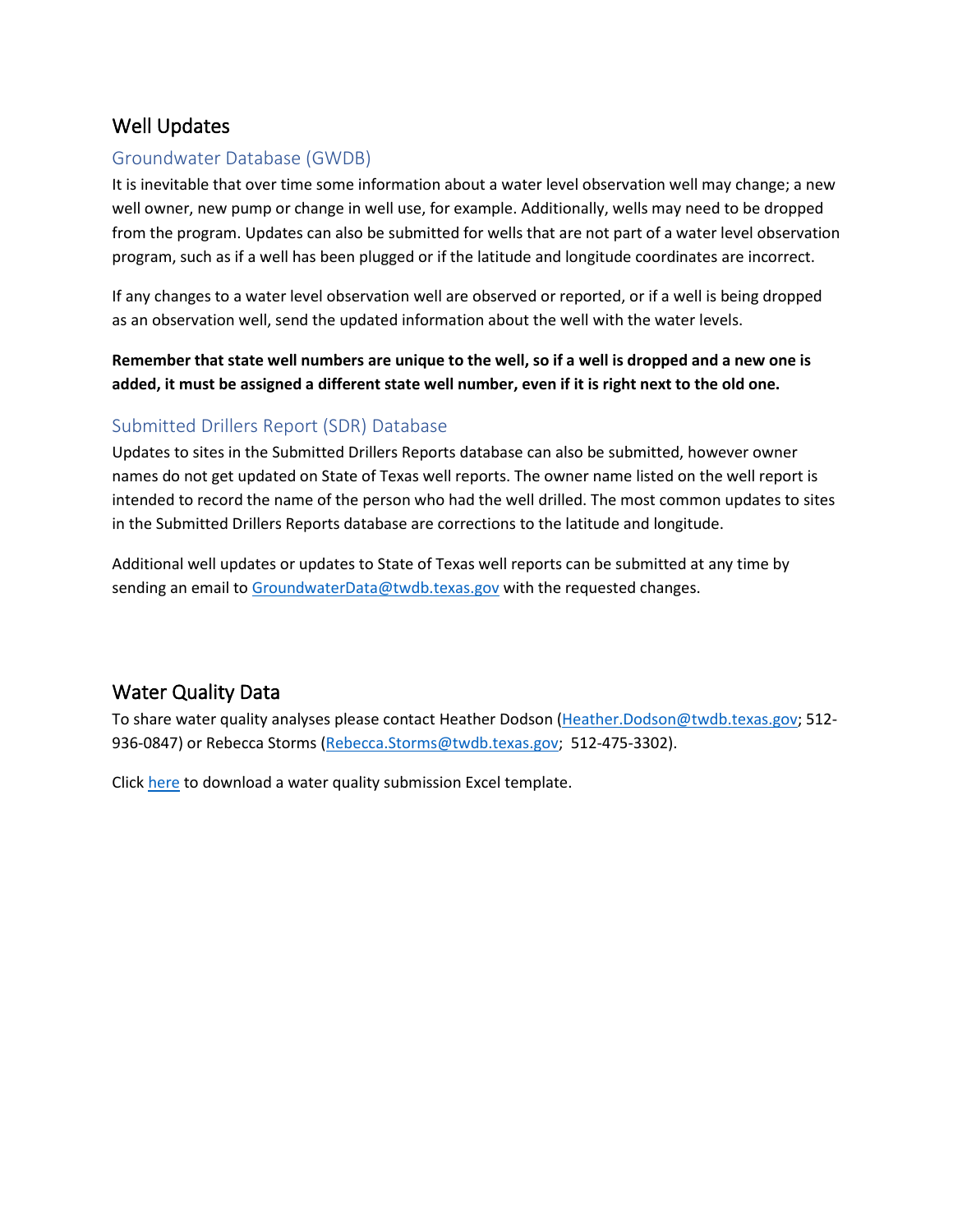## Well Updates

### Groundwater Database (GWDB)

It is inevitable that over time some information about a water level observation well may change; a new well owner, new pump or change in well use, for example. Additionally, wells may need to be dropped from the program. Updates can also be submitted for wells that are not part of a water level observation program, such as if a well has been plugged or if the latitude and longitude coordinates are incorrect.

If any changes to a water level observation well are observed or reported, or if a well is being dropped as an observation well, send the updated information about the well with the water levels.

**Remember that state well numbers are unique to the well, so if a well is dropped and a new one is added, it must be assigned a different state well number, even if it is right next to the old one.**

### Submitted Drillers Report (SDR) Database

Updates to sites in the Submitted Drillers Reports database can also be submitted, however owner names do not get updated on State of Texas well reports. The owner name listed on the well report is intended to record the name of the person who had the well drilled. The most common updates to sites in the Submitted Drillers Reports database are corrections to the latitude and longitude.

Additional well updates or updates to State of Texas well reports can be submitted at any time by sending an email to GroundwaterData@twdb.texas.gov with the requested changes.

## Water Quality Data

To share water quality analyses please contact Heather Dodson (Heather.Dodson@twdb.texas.gov; 512-936-0847) or Rebecca Storms (Rebecca.Storms@twdb.texas.gov; 512-475-3302).

Click here to download a water quality submission Excel template.